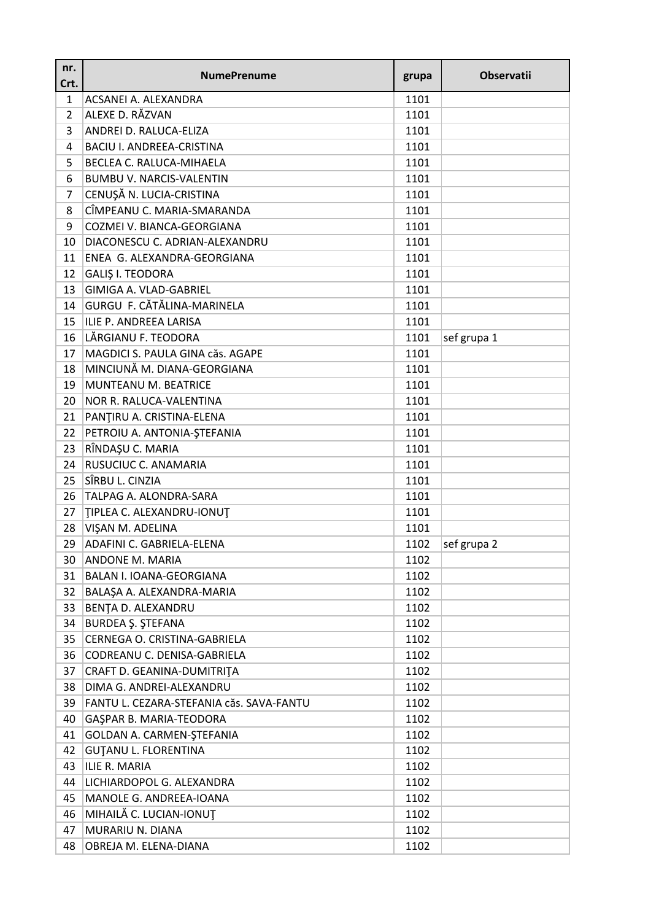| nr. Crt. | NumePrenume | grupa | Observatii |
|---|---|---|---|
| 1 | ACSANEI A. ALEXANDRA | 1101 | |
| 2 | ALEXE D. RĂZVAN | 1101 | |
| 3 | ANDREI D. RALUCA-ELIZA | 1101 | |
| 4 | BACIU I. ANDREEA-CRISTINA | 1101 | |
| 5 | BECLEA C. RALUCA-MIHAELA | 1101 | |
| 6 | BUMBU V. NARCIS-VALENTIN | 1101 | |
| 7 | CENUŞĂ N. LUCIA-CRISTINA | 1101 | |
| 8 | CÎMPEANU C. MARIA-SMARANDA | 1101 | |
| 9 | COZMEI V. BIANCA-GEORGIANA | 1101 | |
| 10 | DIACONESCU C. ADRIAN-ALEXANDRU | 1101 | |
| 11 | ENEA G. ALEXANDRA-GEORGIANA | 1101 | |
| 12 | GALIŞ I. TEODORA | 1101 | |
| 13 | GIMIGA A. VLAD-GABRIEL | 1101 | |
| 14 | GURGU F. CĂTĂLINA-MARINELA | 1101 | |
| 15 | ILIE P. ANDREEA LARISA | 1101 | |
| 16 | LĂRGIANU F. TEODORA | 1101 | sef grupa 1 |
| 17 | MAGDICI S. PAULA GINA căs. AGAPE | 1101 | |
| 18 | MINCIUNĂ M. DIANA-GEORGIANA | 1101 | |
| 19 | MUNTEANU M. BEATRICE | 1101 | |
| 20 | NOR R. RALUCA-VALENTINA | 1101 | |
| 21 | PANŢIRU A. CRISTINA-ELENA | 1101 | |
| 22 | PETROIU A. ANTONIA-ŞTEFANIA | 1101 | |
| 23 | RÎNDAŞU C. MARIA | 1101 | |
| 24 | RUSUCIUC C. ANAMARIA | 1101 | |
| 25 | SÎRBU L. CINZIA | 1101 | |
| 26 | TALPAG A. ALONDRA-SARA | 1101 | |
| 27 | ŢIPLEA C. ALEXANDRU-IONUŢ | 1101 | |
| 28 | VIŞAN M. ADELINA | 1101 | |
| 29 | ADAFINI C. GABRIELA-ELENA | 1102 | sef grupa 2 |
| 30 | ANDONE M. MARIA | 1102 | |
| 31 | BALAN I. IOANA-GEORGIANA | 1102 | |
| 32 | BALAŞA A. ALEXANDRA-MARIA | 1102 | |
| 33 | BENŢA D. ALEXANDRU | 1102 | |
| 34 | BURDEA Ş. ŞTEFANA | 1102 | |
| 35 | CERNEGA O. CRISTINA-GABRIELA | 1102 | |
| 36 | CODREANU C. DENISA-GABRIELA | 1102 | |
| 37 | CRAFT D. GEANINA-DUMITRIŢA | 1102 | |
| 38 | DIMA G. ANDREI-ALEXANDRU | 1102 | |
| 39 | FANTU L. CEZARA-STEFANIA căs. SAVA-FANTU | 1102 | |
| 40 | GAŞPAR B. MARIA-TEODORA | 1102 | |
| 41 | GOLDAN A. CARMEN-ŞTEFANIA | 1102 | |
| 42 | GUŢANU L. FLORENTINA | 1102 | |
| 43 | ILIE R. MARIA | 1102 | |
| 44 | LICHIARDOPOL G. ALEXANDRA | 1102 | |
| 45 | MANOLE G. ANDREEA-IOANA | 1102 | |
| 46 | MIHAILĂ C. LUCIAN-IONUŢ | 1102 | |
| 47 | MURARIU N. DIANA | 1102 | |
| 48 | OBREJA M. ELENA-DIANA | 1102 | |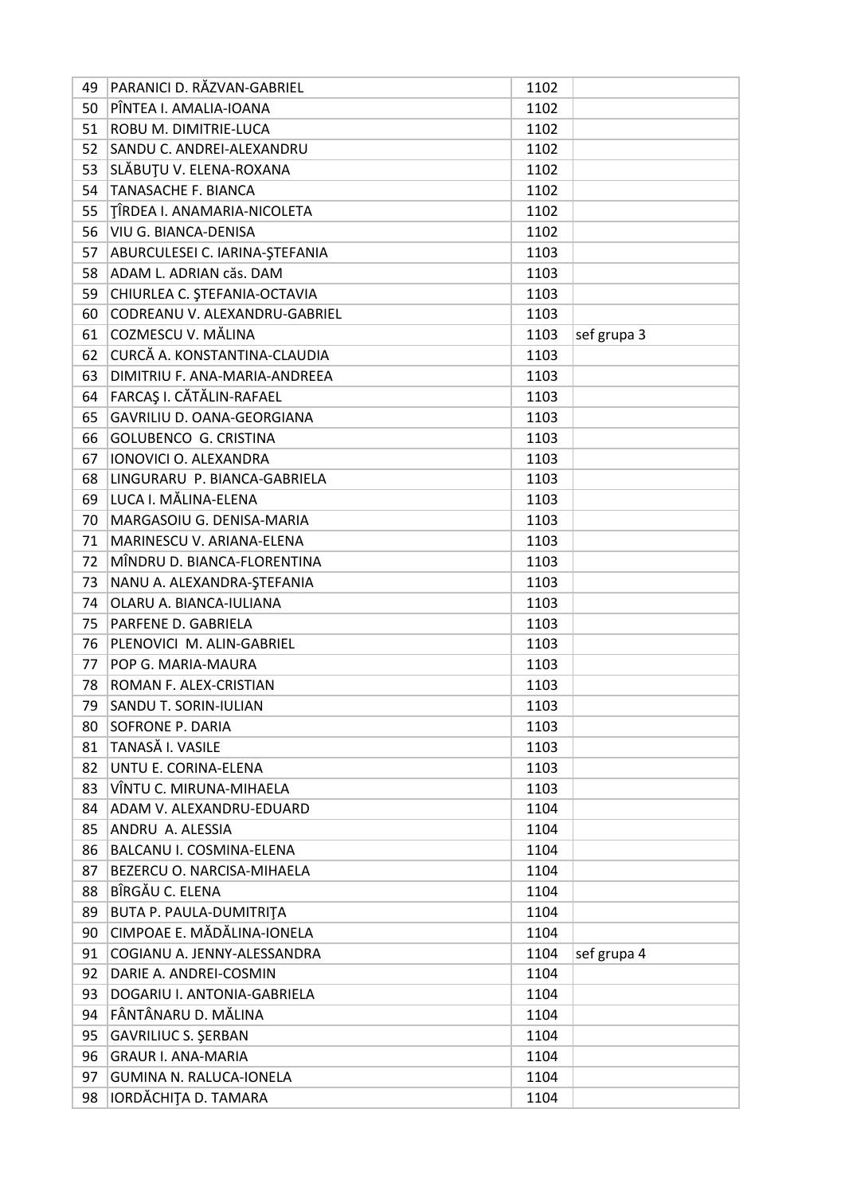| 49 | PARANICI D. RĂZVAN-GABRIEL | 1102 | |
|---|---|---|---|
| 50 | PÎNTEA I. AMALIA-IOANA | 1102 | |
| 51 | ROBU M. DIMITRIE-LUCA | 1102 | |
| 52 | SANDU C. ANDREI-ALEXANDRU | 1102 | |
| 53 | SLĂBUŢU V. ELENA-ROXANA | 1102 | |
| 54 | TANASACHE F. BIANCA | 1102 | |
| 55 | ŢÎRDEA I. ANAMARIA-NICOLETA | 1102 | |
| 56 | VIU G. BIANCA-DENISA | 1102 | |
| 57 | ABURCULESEI C. IARINA-ŞTEFANIA | 1103 | |
| 58 | ADAM L. ADRIAN căs. DAM | 1103 | |
| 59 | CHIURLEA C. ŞTEFANIA-OCTAVIA | 1103 | |
| 60 | CODREANU V. ALEXANDRU-GABRIEL | 1103 | |
| 61 | COZMESCU V. MĂLINA | 1103 | sef grupa 3 |
| 62 | CURCĂ A. KONSTANTINA-CLAUDIA | 1103 | |
| 63 | DIMITRIU F. ANA-MARIA-ANDREEA | 1103 | |
| 64 | FARCAŞ I. CĂTĂLIN-RAFAEL | 1103 | |
| 65 | GAVRILIU D. OANA-GEORGIANA | 1103 | |
| 66 | GOLUBENCO G. CRISTINA | 1103 | |
| 67 | IONOVICI O. ALEXANDRA | 1103 | |
| 68 | LINGURARU P. BIANCA-GABRIELA | 1103 | |
| 69 | LUCA I. MĂLINA-ELENA | 1103 | |
| 70 | MARGASOIU G. DENISA-MARIA | 1103 | |
| 71 | MARINESCU V. ARIANA-ELENA | 1103 | |
| 72 | MÎNDRU D. BIANCA-FLORENTINA | 1103 | |
| 73 | NANU A. ALEXANDRA-ŞTEFANIA | 1103 | |
| 74 | OLARU A. BIANCA-IULIANA | 1103 | |
| 75 | PARFENE D. GABRIELA | 1103 | |
| 76 | PLENOVICI M. ALIN-GABRIEL | 1103 | |
| 77 | POP G. MARIA-MAURA | 1103 | |
| 78 | ROMAN F. ALEX-CRISTIAN | 1103 | |
| 79 | SANDU T. SORIN-IULIAN | 1103 | |
| 80 | SOFRONE P. DARIA | 1103 | |
| 81 | TANASĂ I. VASILE | 1103 | |
| 82 | UNTU E. CORINA-ELENA | 1103 | |
| 83 | VÎNTU C. MIRUNA-MIHAELA | 1103 | |
| 84 | ADAM V. ALEXANDRU-EDUARD | 1104 | |
| 85 | ANDRU A. ALESSIA | 1104 | |
| 86 | BALCANU I. COSMINA-ELENA | 1104 | |
| 87 | BEZERCU O. NARCISA-MIHAELA | 1104 | |
| 88 | BÎRGĂU C. ELENA | 1104 | |
| 89 | BUTA P. PAULA-DUMITRIŢA | 1104 | |
| 90 | CIMPOAE E. MĂDĂLINA-IONELA | 1104 | |
| 91 | COGIANU A. JENNY-ALESSANDRA | 1104 | sef grupa 4 |
| 92 | DARIE A. ANDREI-COSMIN | 1104 | |
| 93 | DOGARIU I. ANTONIA-GABRIELA | 1104 | |
| 94 | FÂNTÂNARU D. MĂLINA | 1104 | |
| 95 | GAVRILIUC S. ŞERBAN | 1104 | |
| 96 | GRAUR I. ANA-MARIA | 1104 | |
| 97 | GUMINA N. RALUCA-IONELA | 1104 | |
| 98 | IORDĂCHIŢA D. TAMARA | 1104 | |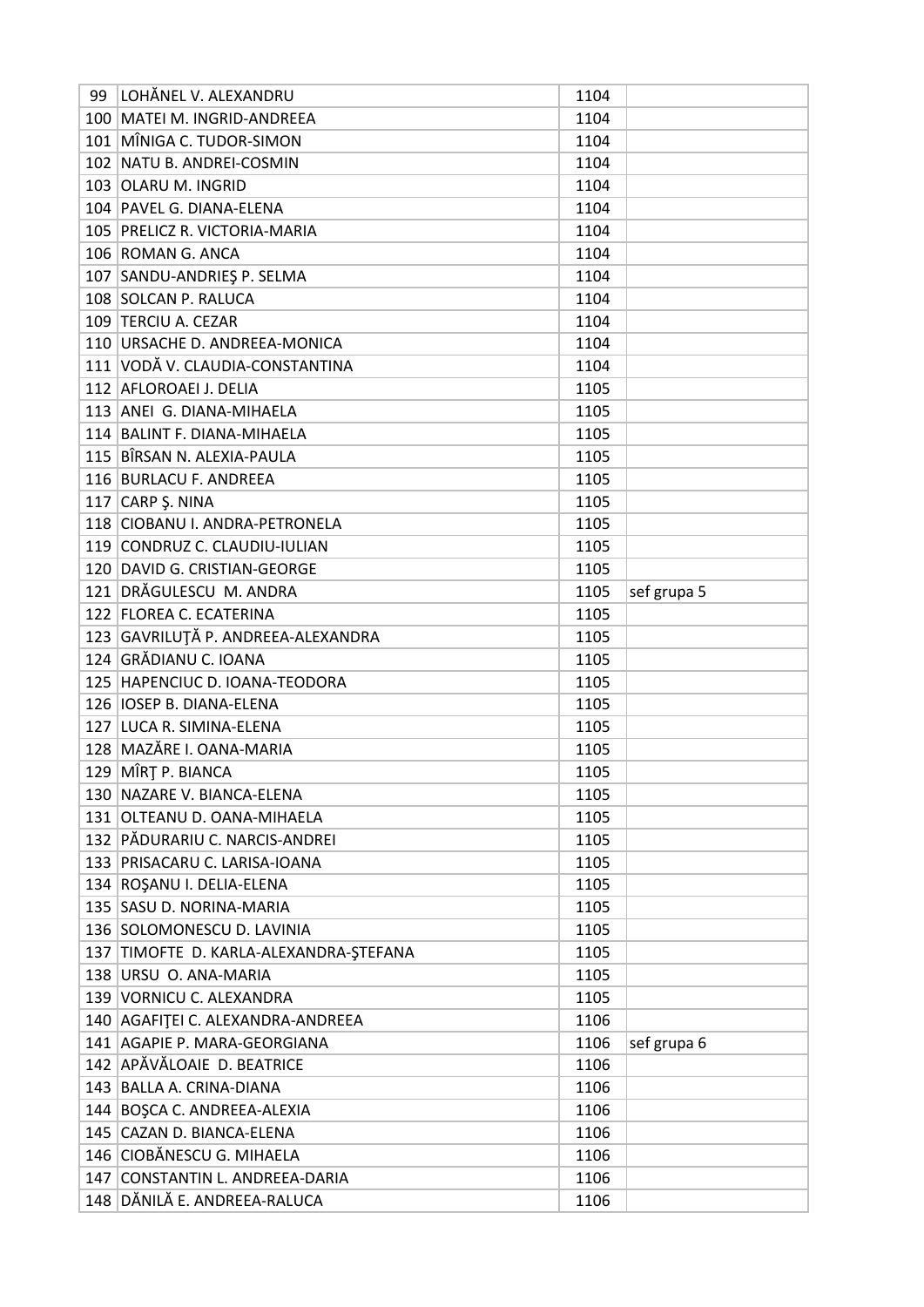| 99 | LOHĂNEL V. ALEXANDRU | 1104 | |
|---|---|---|---|
| 100 | MATEI M. INGRID-ANDREEA | 1104 | |
| 101 | MÎNIGA C. TUDOR-SIMON | 1104 | |
| 102 | NATU B. ANDREI-COSMIN | 1104 | |
| 103 | OLARU M. INGRID | 1104 | |
| 104 | PAVEL G. DIANA-ELENA | 1104 | |
| 105 | PRELICZ R. VICTORIA-MARIA | 1104 | |
| 106 | ROMAN G. ANCA | 1104 | |
| 107 | SANDU-ANDRIEŞ P. SELMA | 1104 | |
| 108 | SOLCAN P. RALUCA | 1104 | |
| 109 | TERCIU A. CEZAR | 1104 | |
| 110 | URSACHE D. ANDREEA-MONICA | 1104 | |
| 111 | VODĂ V. CLAUDIA-CONSTANTINA | 1104 | |
| 112 | AFLOROAEI J. DELIA | 1105 | |
| 113 | ANEI G. DIANA-MIHAELA | 1105 | |
| 114 | BALINT F. DIANA-MIHAELA | 1105 | |
| 115 | BÎRSAN N. ALEXIA-PAULA | 1105 | |
| 116 | BURLACU F. ANDREEA | 1105 | |
| 117 | CARP Ş. NINA | 1105 | |
| 118 | CIOBANU I. ANDRA-PETRONELA | 1105 | |
| 119 | CONDRUZ C. CLAUDIU-IULIAN | 1105 | |
| 120 | DAVID G. CRISTIAN-GEORGE | 1105 | |
| 121 | DRĂGULESCU M. ANDRA | 1105 | sef grupa 5 |
| 122 | FLOREA C. ECATERINA | 1105 | |
| 123 | GAVRILUŢĂ P. ANDREEA-ALEXANDRA | 1105 | |
| 124 | GRĂDIANU C. IOANA | 1105 | |
| 125 | HAPENCIUC D. IOANA-TEODORA | 1105 | |
| 126 | IOSEP B. DIANA-ELENA | 1105 | |
| 127 | LUCA R. SIMINA-ELENA | 1105 | |
| 128 | MAZĂRE I. OANA-MARIA | 1105 | |
| 129 | MÎRŢ P. BIANCA | 1105 | |
| 130 | NAZARE V. BIANCA-ELENA | 1105 | |
| 131 | OLTEANU D. OANA-MIHAELA | 1105 | |
| 132 | PĂDURARIU C. NARCIS-ANDREI | 1105 | |
| 133 | PRISACARU C. LARISA-IOANA | 1105 | |
| 134 | ROŞANU I. DELIA-ELENA | 1105 | |
| 135 | SASU D. NORINA-MARIA | 1105 | |
| 136 | SOLOMONESCU D. LAVINIA | 1105 | |
| 137 | TIMOFTE D. KARLA-ALEXANDRA-ŞTEFANA | 1105 | |
| 138 | URSU O. ANA-MARIA | 1105 | |
| 139 | VORNICU C. ALEXANDRA | 1105 | |
| 140 | AGAFIŢEI C. ALEXANDRA-ANDREEA | 1106 | |
| 141 | AGAPIE P. MARA-GEORGIANA | 1106 | sef grupa 6 |
| 142 | APĂVĂLOAIE D. BEATRICE | 1106 | |
| 143 | BALLA A. CRINA-DIANA | 1106 | |
| 144 | BOŞCA C. ANDREEA-ALEXIA | 1106 | |
| 145 | CAZAN D. BIANCA-ELENA | 1106 | |
| 146 | CIOBĂNESCU G. MIHAELA | 1106 | |
| 147 | CONSTANTIN L. ANDREEA-DARIA | 1106 | |
| 148 | DĂNILĂ E. ANDREEA-RALUCA | 1106 | |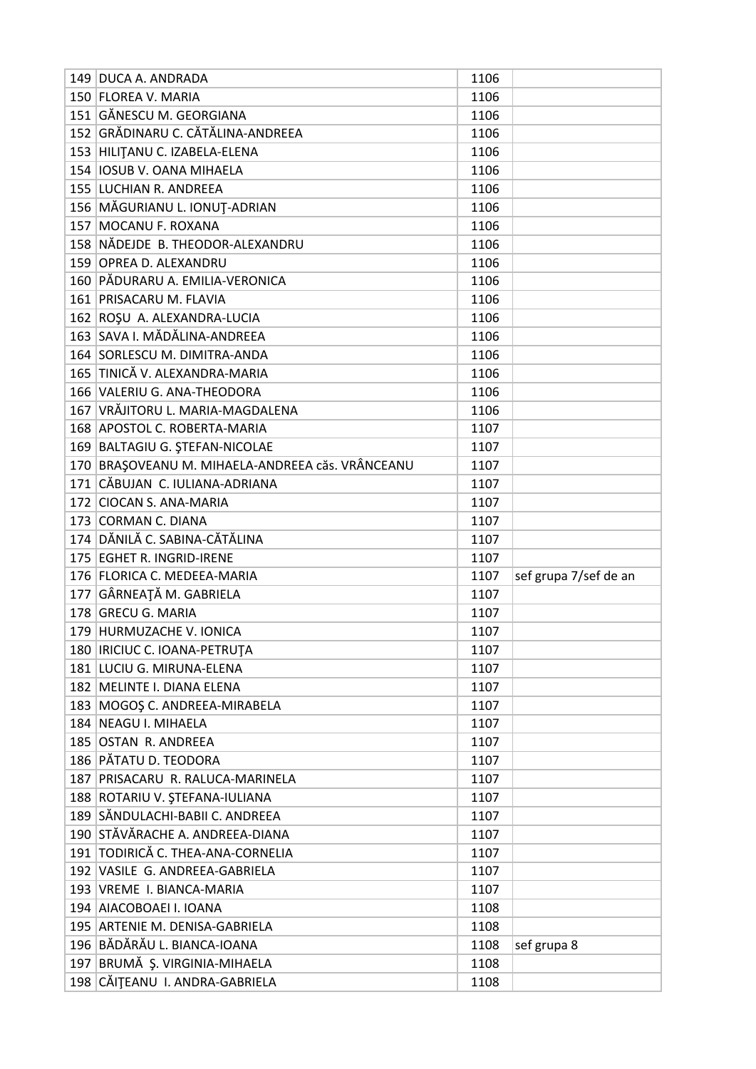| | | | |
|---|---|---|---|
| 149 | DUCA A. ANDRADA | 1106 | |
| 150 | FLOREA V. MARIA | 1106 | |
| 151 | GĂNESCU M. GEORGIANA | 1106 | |
| 152 | GRĂDINARU C. CĂTĂLINA-ANDREEA | 1106 | |
| 153 | HILIŢANU C. IZABELA-ELENA | 1106 | |
| 154 | IOSUB V. OANA MIHAELA | 1106 | |
| 155 | LUCHIAN R. ANDREEA | 1106 | |
| 156 | MĂGURIANU L. IONUŢ-ADRIAN | 1106 | |
| 157 | MOCANU F. ROXANA | 1106 | |
| 158 | NĂDEJDE B. THEODOR-ALEXANDRU | 1106 | |
| 159 | OPREA D. ALEXANDRU | 1106 | |
| 160 | PĂDURARU A. EMILIA-VERONICA | 1106 | |
| 161 | PRISACARU M. FLAVIA | 1106 | |
| 162 | ROŞU A. ALEXANDRA-LUCIA | 1106 | |
| 163 | SAVA I. MĂDĂLINA-ANDREEA | 1106 | |
| 164 | SORLESCU M. DIMITRA-ANDA | 1106 | |
| 165 | TINICĂ V. ALEXANDRA-MARIA | 1106 | |
| 166 | VALERIU G. ANA-THEODORA | 1106 | |
| 167 | VRĂJITORU L. MARIA-MAGDALENA | 1106 | |
| 168 | APOSTOL C. ROBERTA-MARIA | 1107 | |
| 169 | BALTAGIU G. ŞTEFAN-NICOLAE | 1107 | |
| 170 | BRAŞOVEANU M. MIHAELA-ANDREEA căs. VRÂNCEANU | 1107 | |
| 171 | CĂBUJAN C. IULIANA-ADRIANA | 1107 | |
| 172 | CIOCAN S. ANA-MARIA | 1107 | |
| 173 | CORMAN C. DIANA | 1107 | |
| 174 | DĂNILĂ C. SABINA-CĂTĂLINA | 1107 | |
| 175 | EGHET R. INGRID-IRENE | 1107 | |
| 176 | FLORICA C. MEDEEA-MARIA | 1107 | sef grupa 7/sef de an |
| 177 | GÂRNEAŢĂ M. GABRIELA | 1107 | |
| 178 | GRECU G. MARIA | 1107 | |
| 179 | HURMUZACHE V. IONICA | 1107 | |
| 180 | IRICIUC C. IOANA-PETRUŢA | 1107 | |
| 181 | LUCIU G. MIRUNA-ELENA | 1107 | |
| 182 | MELINTE I. DIANA ELENA | 1107 | |
| 183 | MOGOŞ C. ANDREEA-MIRABELA | 1107 | |
| 184 | NEAGU I. MIHAELA | 1107 | |
| 185 | OSTAN R. ANDREEA | 1107 | |
| 186 | PĂTATU D. TEODORA | 1107 | |
| 187 | PRISACARU R. RALUCA-MARINELA | 1107 | |
| 188 | ROTARIU V. ŞTEFANA-IULIANA | 1107 | |
| 189 | SĂNDULACHI-BABII C. ANDREEA | 1107 | |
| 190 | STĂVĂRACHE A. ANDREEA-DIANA | 1107 | |
| 191 | TODIRICĂ C. THEA-ANA-CORNELIA | 1107 | |
| 192 | VASILE G. ANDREEA-GABRIELA | 1107 | |
| 193 | VREME I. BIANCA-MARIA | 1107 | |
| 194 | AIACOBOAEI I. IOANA | 1108 | |
| 195 | ARTENIE M. DENISA-GABRIELA | 1108 | |
| 196 | BĂDĂRĂU L. BIANCA-IOANA | 1108 | sef grupa 8 |
| 197 | BRUMĂ Ş. VIRGINIA-MIHAELA | 1108 | |
| 198 | CĂIŢEANU I. ANDRA-GABRIELA | 1108 | |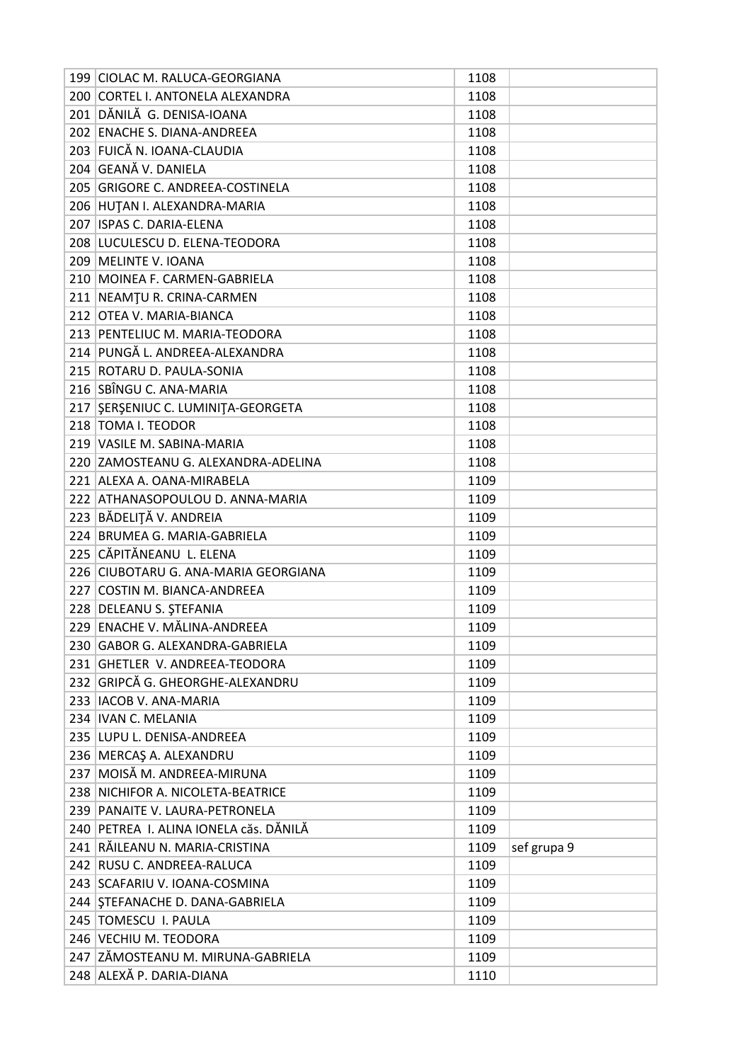| | | | |
|---|---|---|---|
| 199 | CIOLAC M. RALUCA-GEORGIANA | 1108 | |
| 200 | CORTEL I. ANTONELA ALEXANDRA | 1108 | |
| 201 | DĂNILĂ G. DENISA-IOANA | 1108 | |
| 202 | ENACHE S. DIANA-ANDREEA | 1108 | |
| 203 | FUICĂ N. IOANA-CLAUDIA | 1108 | |
| 204 | GEANĂ V. DANIELA | 1108 | |
| 205 | GRIGORE C. ANDREEA-COSTINELA | 1108 | |
| 206 | HUŢAN I. ALEXANDRA-MARIA | 1108 | |
| 207 | ISPAS C. DARIA-ELENA | 1108 | |
| 208 | LUCULESCU D. ELENA-TEODORA | 1108 | |
| 209 | MELINTE V. IOANA | 1108 | |
| 210 | MOINEA F. CARMEN-GABRIELA | 1108 | |
| 211 | NEAMŢU R. CRINA-CARMEN | 1108 | |
| 212 | OTEA V. MARIA-BIANCA | 1108 | |
| 213 | PENTELIUC M. MARIA-TEODORA | 1108 | |
| 214 | PUNGĂ L. ANDREEA-ALEXANDRA | 1108 | |
| 215 | ROTARU D. PAULA-SONIA | 1108 | |
| 216 | SBÎNGU C. ANA-MARIA | 1108 | |
| 217 | ŞERŞENIUC C. LUMINIŢA-GEORGETA | 1108 | |
| 218 | TOMA I. TEODOR | 1108 | |
| 219 | VASILE M. SABINA-MARIA | 1108 | |
| 220 | ZAMOSTEANU G. ALEXANDRA-ADELINA | 1108 | |
| 221 | ALEXA A. OANA-MIRABELA | 1109 | |
| 222 | ATHANASOPOULOU D. ANNA-MARIA | 1109 | |
| 223 | BĂDELIŢĂ V. ANDREIA | 1109 | |
| 224 | BRUMEA G. MARIA-GABRIELA | 1109 | |
| 225 | CĂPITĂNEANU L. ELENA | 1109 | |
| 226 | CIUBOTARU G. ANA-MARIA GEORGIANA | 1109 | |
| 227 | COSTIN M. BIANCA-ANDREEA | 1109 | |
| 228 | DELEANU S. ŞTEFANIA | 1109 | |
| 229 | ENACHE V. MĂLINA-ANDREEA | 1109 | |
| 230 | GABOR G. ALEXANDRA-GABRIELA | 1109 | |
| 231 | GHETLER V. ANDREEA-TEODORA | 1109 | |
| 232 | GRIPCĂ G. GHEORGHE-ALEXANDRU | 1109 | |
| 233 | IACOB V. ANA-MARIA | 1109 | |
| 234 | IVAN C. MELANIA | 1109 | |
| 235 | LUPU L. DENISA-ANDREEA | 1109 | |
| 236 | MERCAŞ A. ALEXANDRU | 1109 | |
| 237 | MOISĂ M. ANDREEA-MIRUNA | 1109 | |
| 238 | NICHIFOR A. NICOLETA-BEATRICE | 1109 | |
| 239 | PANAITE V. LAURA-PETRONELA | 1109 | |
| 240 | PETREA I. ALINA IONELA căs. DĂNILĂ | 1109 | |
| 241 | RĂILEANU N. MARIA-CRISTINA | 1109 | sef grupa 9 |
| 242 | RUSU C. ANDREEA-RALUCA | 1109 | |
| 243 | SCAFARIU V. IOANA-COSMINA | 1109 | |
| 244 | ŞTEFANACHE D. DANA-GABRIELA | 1109 | |
| 245 | TOMESCU I. PAULA | 1109 | |
| 246 | VECHIU M. TEODORA | 1109 | |
| 247 | ZĂMOSTEANU M. MIRUNA-GABRIELA | 1109 | |
| 248 | ALEXĂ P. DARIA-DIANA | 1110 | |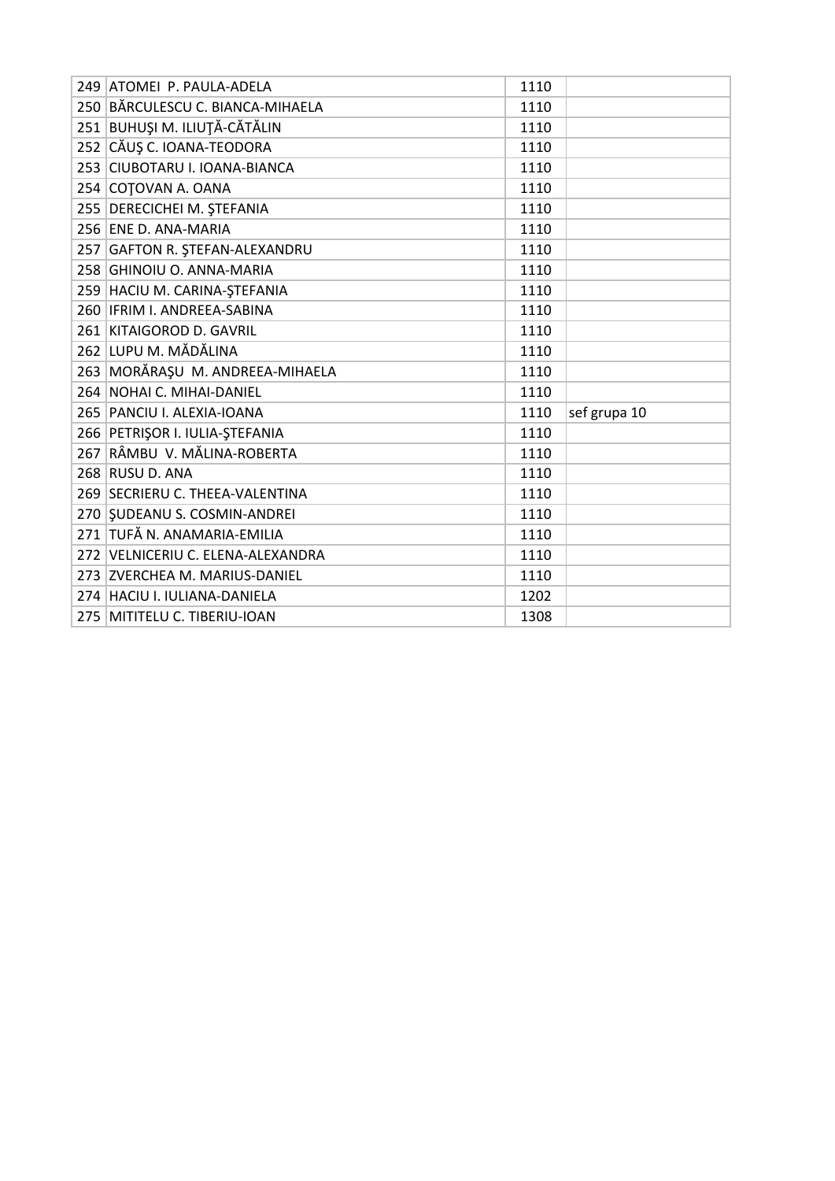| | | | |
|---|---|---|---|
| 249 | ATOMEI  P. PAULA-ADELA | 1110 | |
| 250 | BĂRCULESCU C. BIANCA-MIHAELA | 1110 | |
| 251 | BUHUŞI M. ILIUŢĂ-CĂTĂLIN | 1110 | |
| 252 | CĂUŞ C. IOANA-TEODORA | 1110 | |
| 253 | CIUBOTARU I. IOANA-BIANCA | 1110 | |
| 254 | COŢOVAN A. OANA | 1110 | |
| 255 | DERECICHEI M. ŞTEFANIA | 1110 | |
| 256 | ENE D. ANA-MARIA | 1110 | |
| 257 | GAFTON R. ŞTEFAN-ALEXANDRU | 1110 | |
| 258 | GHINOIU O. ANNA-MARIA | 1110 | |
| 259 | HACIU M. CARINA-ŞTEFANIA | 1110 | |
| 260 | IFRIM I. ANDREEA-SABINA | 1110 | |
| 261 | KITAIGOROD D. GAVRIL | 1110 | |
| 262 | LUPU M. MĂDĂLINA | 1110 | |
| 263 | MORĂRAŞU  M. ANDREEA-MIHAELA | 1110 | |
| 264 | NOHAI C. MIHAI-DANIEL | 1110 | |
| 265 | PANCIU I. ALEXIA-IOANA | 1110 | sef grupa 10 |
| 266 | PETRIŞOR I. IULIA-ŞTEFANIA | 1110 | |
| 267 | RÂMBU  V. MĂLINA-ROBERTA | 1110 | |
| 268 | RUSU D. ANA | 1110 | |
| 269 | SECRIERU C. THEEA-VALENTINA | 1110 | |
| 270 | ŞUDEANU S. COSMIN-ANDREI | 1110 | |
| 271 | TUFĂ N. ANAMARIA-EMILIA | 1110 | |
| 272 | VELNICERIU C. ELENA-ALEXANDRA | 1110 | |
| 273 | ZVERCHEA M. MARIUS-DANIEL | 1110 | |
| 274 | HACIU I. IULIANA-DANIELA | 1202 | |
| 275 | MITITELU C. TIBERIU-IOAN | 1308 | |